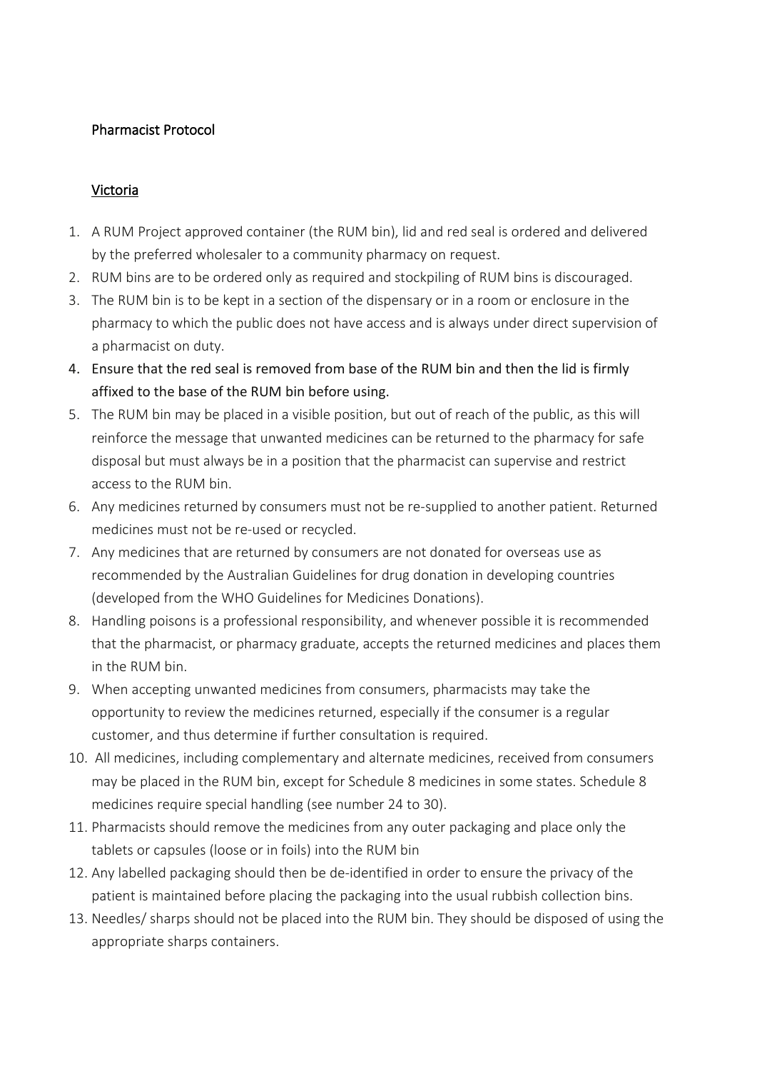## Pharmacist Protocol

### Victoria

1. A RUM Project approved container (the RUM bin), lid and red seal is ordered and delivered by the preferred wholesaler to a community pharmacy on request.
2. RUM bins are to be ordered only as required and stockpiling of RUM bins is discouraged.
3. The RUM bin is to be kept in a section of the dispensary or in a room or enclosure in the pharmacy to which the public does not have access and is always under direct supervision of a pharmacist on duty.
4. Ensure that the red seal is removed from base of the RUM bin and then the lid is firmly affixed to the base of the RUM bin before using.
5. The RUM bin may be placed in a visible position, but out of reach of the public, as this will reinforce the message that unwanted medicines can be returned to the pharmacy for safe disposal but must always be in a position that the pharmacist can supervise and restrict access to the RUM bin.
6. Any medicines returned by consumers must not be re-supplied to another patient. Returned medicines must not be re-used or recycled.
7. Any medicines that are returned by consumers are not donated for overseas use as recommended by the Australian Guidelines for drug donation in developing countries (developed from the WHO Guidelines for Medicines Donations).
8. Handling poisons is a professional responsibility, and whenever possible it is recommended that the pharmacist, or pharmacy graduate, accepts the returned medicines and places them in the RUM bin.
9. When accepting unwanted medicines from consumers, pharmacists may take the opportunity to review the medicines returned, especially if the consumer is a regular customer, and thus determine if further consultation is required.
10. All medicines, including complementary and alternate medicines, received from consumers may be placed in the RUM bin, except for Schedule 8 medicines in some states. Schedule 8 medicines require special handling (see number 24 to 30).
11. Pharmacists should remove the medicines from any outer packaging and place only the tablets or capsules (loose or in foils) into the RUM bin
12. Any labelled packaging should then be de-identified in order to ensure the privacy of the patient is maintained before placing the packaging into the usual rubbish collection bins.
13. Needles/ sharps should not be placed into the RUM bin. They should be disposed of using the appropriate sharps containers.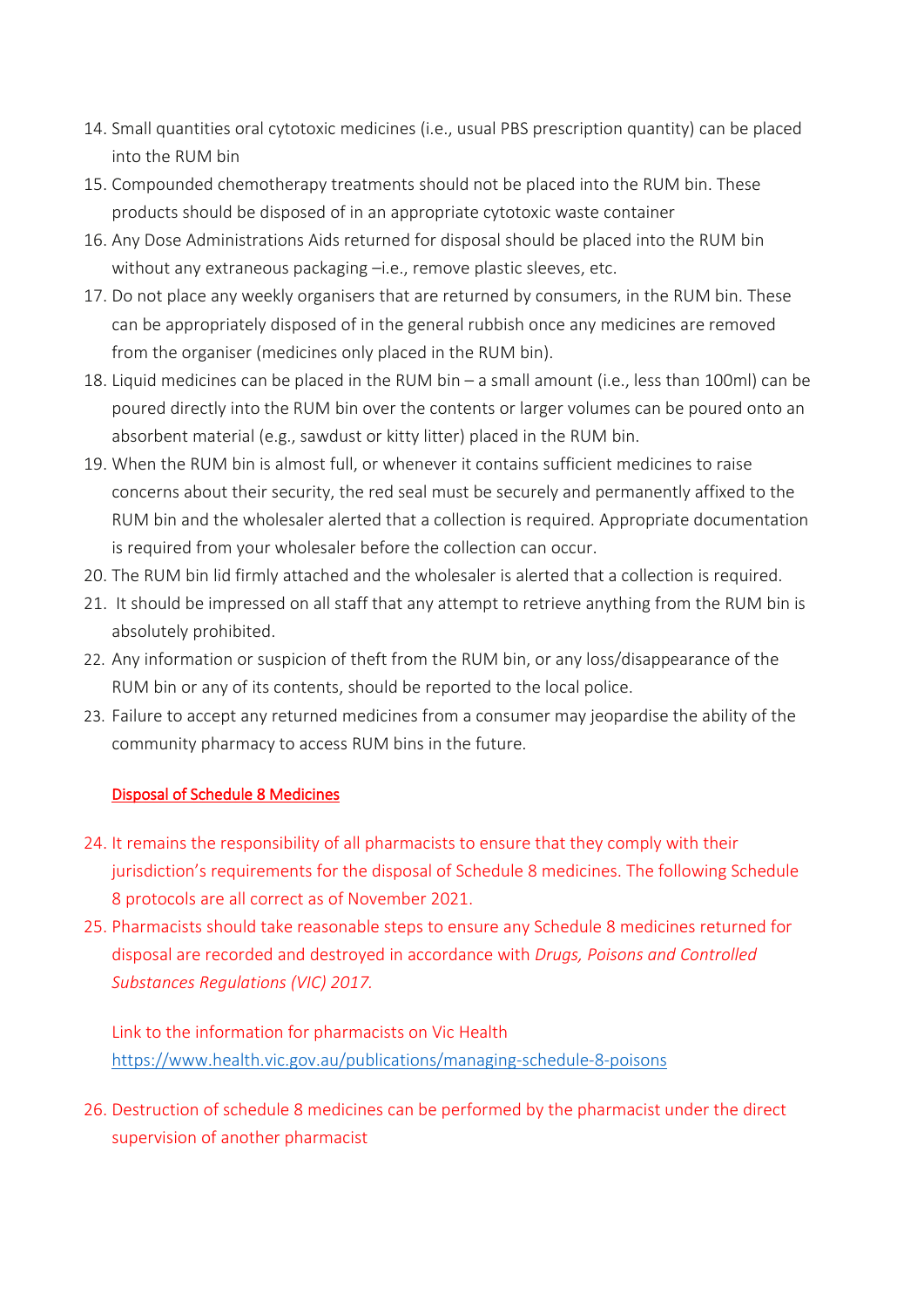14. Small quantities oral cytotoxic medicines (i.e., usual PBS prescription quantity) can be placed into the RUM bin
15. Compounded chemotherapy treatments should not be placed into the RUM bin. These products should be disposed of in an appropriate cytotoxic waste container
16. Any Dose Administrations Aids returned for disposal should be placed into the RUM bin without any extraneous packaging –i.e., remove plastic sleeves, etc.
17. Do not place any weekly organisers that are returned by consumers, in the RUM bin. These can be appropriately disposed of in the general rubbish once any medicines are removed from the organiser (medicines only placed in the RUM bin).
18. Liquid medicines can be placed in the RUM bin – a small amount (i.e., less than 100ml) can be poured directly into the RUM bin over the contents or larger volumes can be poured onto an absorbent material (e.g., sawdust or kitty litter) placed in the RUM bin.
19. When the RUM bin is almost full, or whenever it contains sufficient medicines to raise concerns about their security, the red seal must be securely and permanently affixed to the RUM bin and the wholesaler alerted that a collection is required. Appropriate documentation is required from your wholesaler before the collection can occur.
20. The RUM bin lid firmly attached and the wholesaler is alerted that a collection is required.
21. It should be impressed on all staff that any attempt to retrieve anything from the RUM bin is absolutely prohibited.
22. Any information or suspicion of theft from the RUM bin, or any loss/disappearance of the RUM bin or any of its contents, should be reported to the local police.
23. Failure to accept any returned medicines from a consumer may jeopardise the ability of the community pharmacy to access RUM bins in the future.

## Disposal of Schedule 8 Medicines

24. It remains the responsibility of all pharmacists to ensure that they comply with their jurisdiction's requirements for the disposal of Schedule 8 medicines. The following Schedule 8 protocols are all correct as of November 2021.
25. Pharmacists should take reasonable steps to ensure any Schedule 8 medicines returned for disposal are recorded and destroyed in accordance with *Drugs, Poisons and Controlled Substances Regulations (VIC) 2017.*

    Link to the information for pharmacists on Vic Health
    https://www.health.vic.gov.au/publications/managing-schedule-8-poisons

26. Destruction of schedule 8 medicines can be performed by the pharmacist under the direct supervision of another pharmacist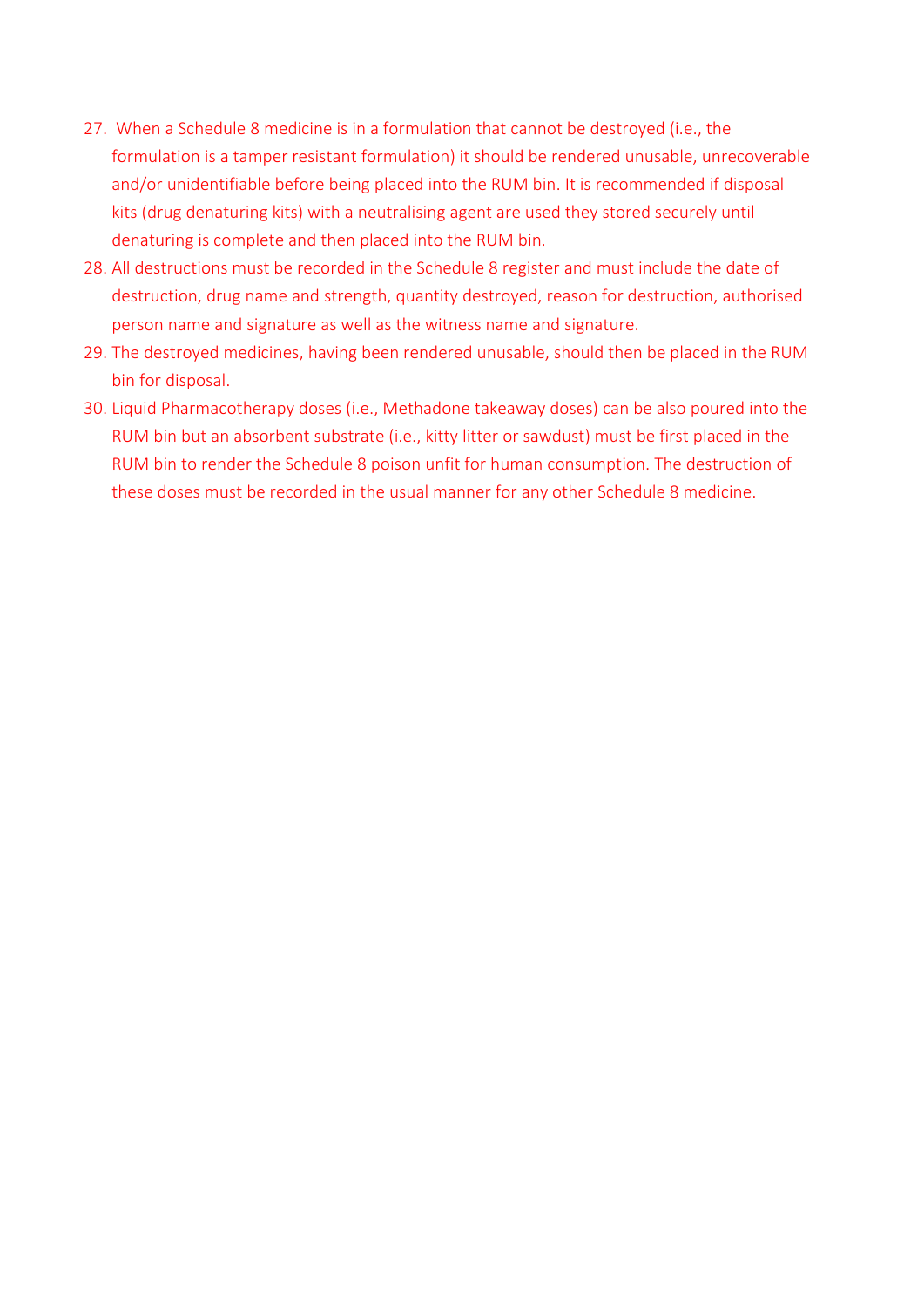27. When a Schedule 8 medicine is in a formulation that cannot be destroyed (i.e., the formulation is a tamper resistant formulation) it should be rendered unusable, unrecoverable and/or unidentifiable before being placed into the RUM bin. It is recommended if disposal kits (drug denaturing kits) with a neutralising agent are used they stored securely until denaturing is complete and then placed into the RUM bin.
28. All destructions must be recorded in the Schedule 8 register and must include the date of destruction, drug name and strength, quantity destroyed, reason for destruction, authorised person name and signature as well as the witness name and signature.
29. The destroyed medicines, having been rendered unusable, should then be placed in the RUM bin for disposal.
30. Liquid Pharmacotherapy doses (i.e., Methadone takeaway doses) can be also poured into the RUM bin but an absorbent substrate (i.e., kitty litter or sawdust) must be first placed in the RUM bin to render the Schedule 8 poison unfit for human consumption. The destruction of these doses must be recorded in the usual manner for any other Schedule 8 medicine.